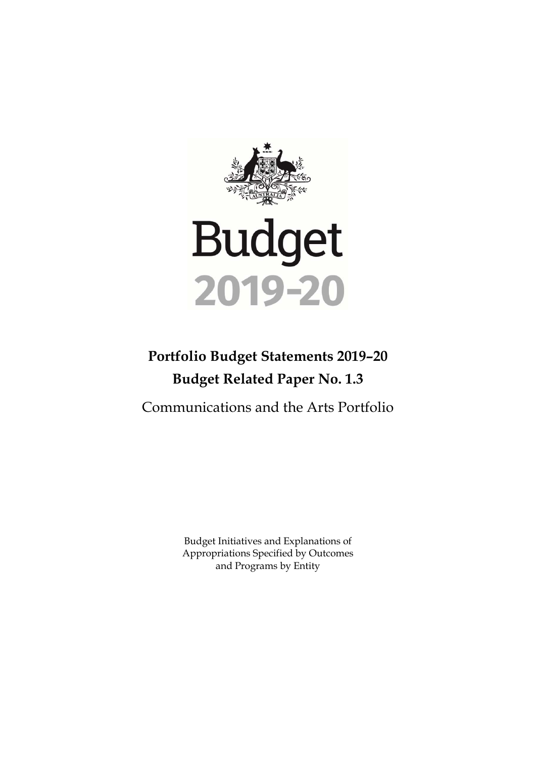# Budget 2019-20

## Portfolio Budget Statements 2019–20
## Budget Related Paper No. 1.3

Communications and the Arts Portfolio

Budget Initiatives and Explanations of Appropriations Specified by Outcomes and Programs by Entity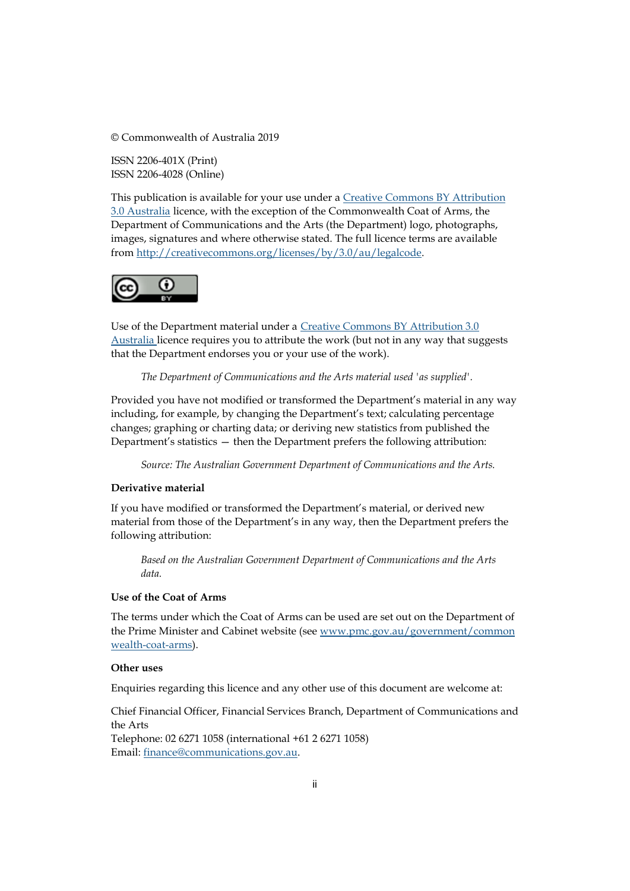© Commonwealth of Australia 2019

ISSN 2206-401X (Print)
ISSN 2206-4028 (Online)

This publication is available for your use under a [Creative Commons BY Attribution 3.0 Australia](http://creativecommons.org/licenses/by/3.0/au/legalcode) licence, with the exception of the Commonwealth Coat of Arms, the Department of Communications and the Arts (the Department) logo, photographs, images, signatures and where otherwise stated. The full licence terms are available from [http://creativecommons.org/licenses/by/3.0/au/legalcode](http://creativecommons.org/licenses/by/3.0/au/legalcode).

Use of the Department material under a [Creative Commons BY Attribution 3.0 Australia](http://creativecommons.org/licenses/by/3.0/au/legalcode) licence requires you to attribute the work (but not in any way that suggests that the Department endorses you or your use of the work).

> *The Department of Communications and the Arts material used 'as supplied'.*

Provided you have not modified or transformed the Department's material in any way including, for example, by changing the Department's text; calculating percentage changes; graphing or charting data; or deriving new statistics from published the Department's statistics — then the Department prefers the following attribution:

> *Source: The Australian Government Department of Communications and the Arts.*

**Derivative material**

If you have modified or transformed the Department's material, or derived new material from those of the Department's in any way, then the Department prefers the following attribution:

> *Based on the Australian Government Department of Communications and the Arts data.*

**Use of the Coat of Arms**

The terms under which the Coat of Arms can be used are set out on the Department of the Prime Minister and Cabinet website (see [www.pmc.gov.au/government/commonwealth-coat-arms](http://www.pmc.gov.au/government/commonwealth-coat-arms)).

**Other uses**

Enquiries regarding this licence and any other use of this document are welcome at:

Chief Financial Officer, Financial Services Branch, Department of Communications and the Arts
Telephone: 02 6271 1058 (international +61 2 6271 1058)
Email: [finance@communications.gov.au](mailto:finance@communications.gov.au).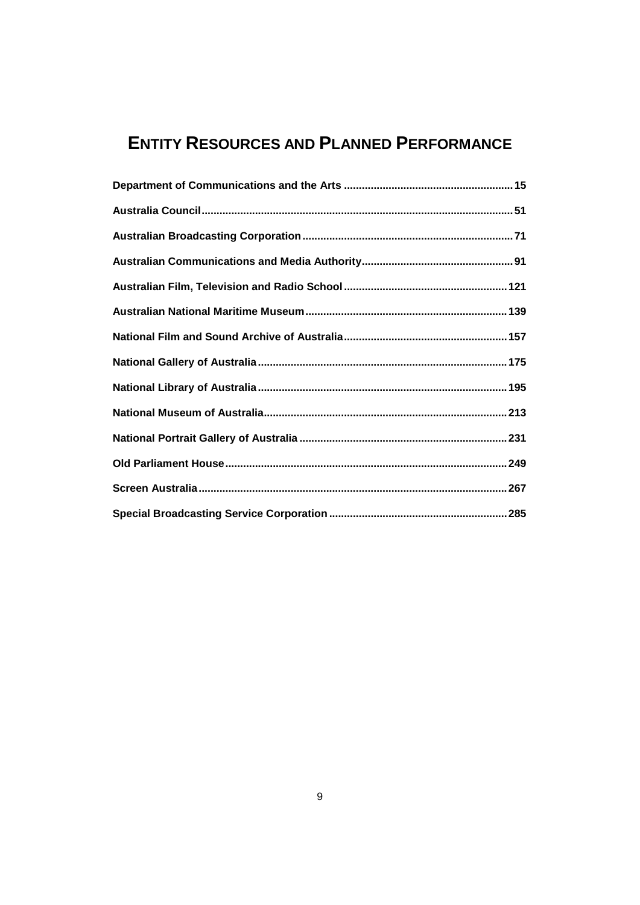# Entity Resources and Planned Performance

**Department of Communications and the Arts** ........................................................ **15**

**Australia Council** ........................................................................................................ **51**

**Australian Broadcasting Corporation** ...................................................................... **71**

**Australian Communications and Media Authority** .................................................. **91**

**Australian Film, Television and Radio School** ...................................................... **121**

**Australian National Maritime Museum** ................................................................... **139**

**National Film and Sound Archive of Australia** ...................................................... **157**

**National Gallery of Australia** ................................................................................... **175**

**National Library of Australia** ................................................................................... **195**

**National Museum of Australia** ................................................................................. **213**

**National Portrait Gallery of Australia** ..................................................................... **231**

**Old Parliament House** .............................................................................................. **249**

**Screen Australia** ....................................................................................................... **267**

**Special Broadcasting Service Corporation** ............................................................ **285**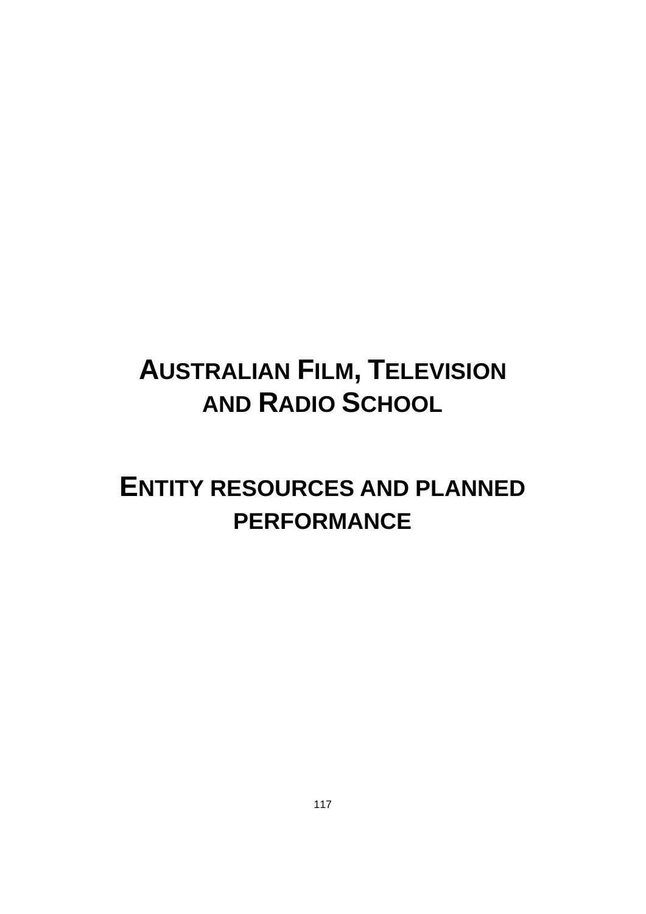# AUSTRALIAN FILM, TELEVISION AND RADIO SCHOOL

# ENTITY RESOURCES AND PLANNED PERFORMANCE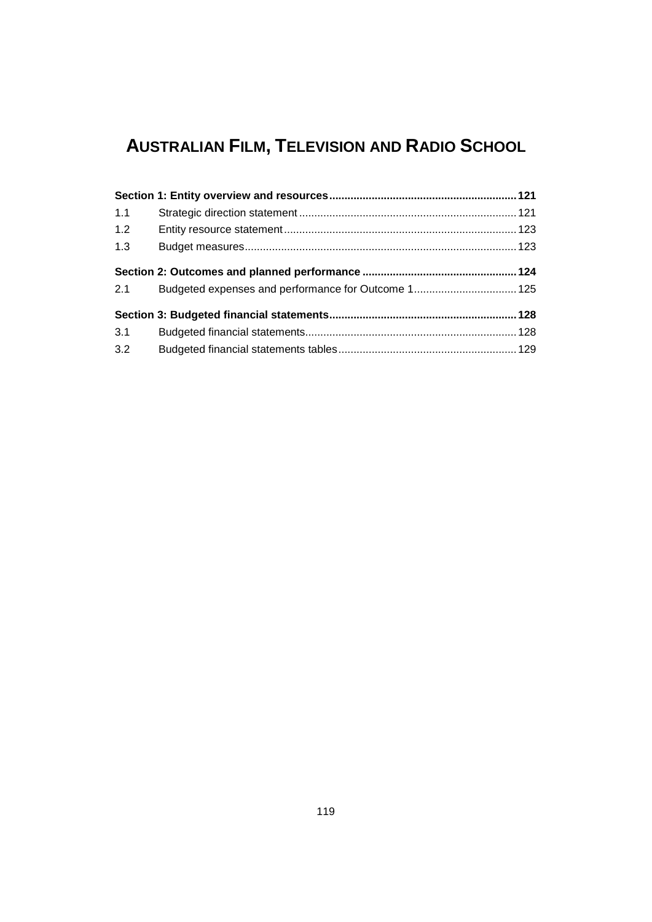# AUSTRALIAN FILM, TELEVISION AND RADIO SCHOOL

| | | |
|---|---|---|
| **Section 1: Entity overview and resources** | | **121** |
| 1.1 | Strategic direction statement | 121 |
| 1.2 | Entity resource statement | 123 |
| 1.3 | Budget measures | 123 |
| **Section 2: Outcomes and planned performance** | | **124** |
| 2.1 | Budgeted expenses and performance for Outcome 1 | 125 |
| **Section 3: Budgeted financial statements** | | **128** |
| 3.1 | Budgeted financial statements | 128 |
| 3.2 | Budgeted financial statements tables | 129 |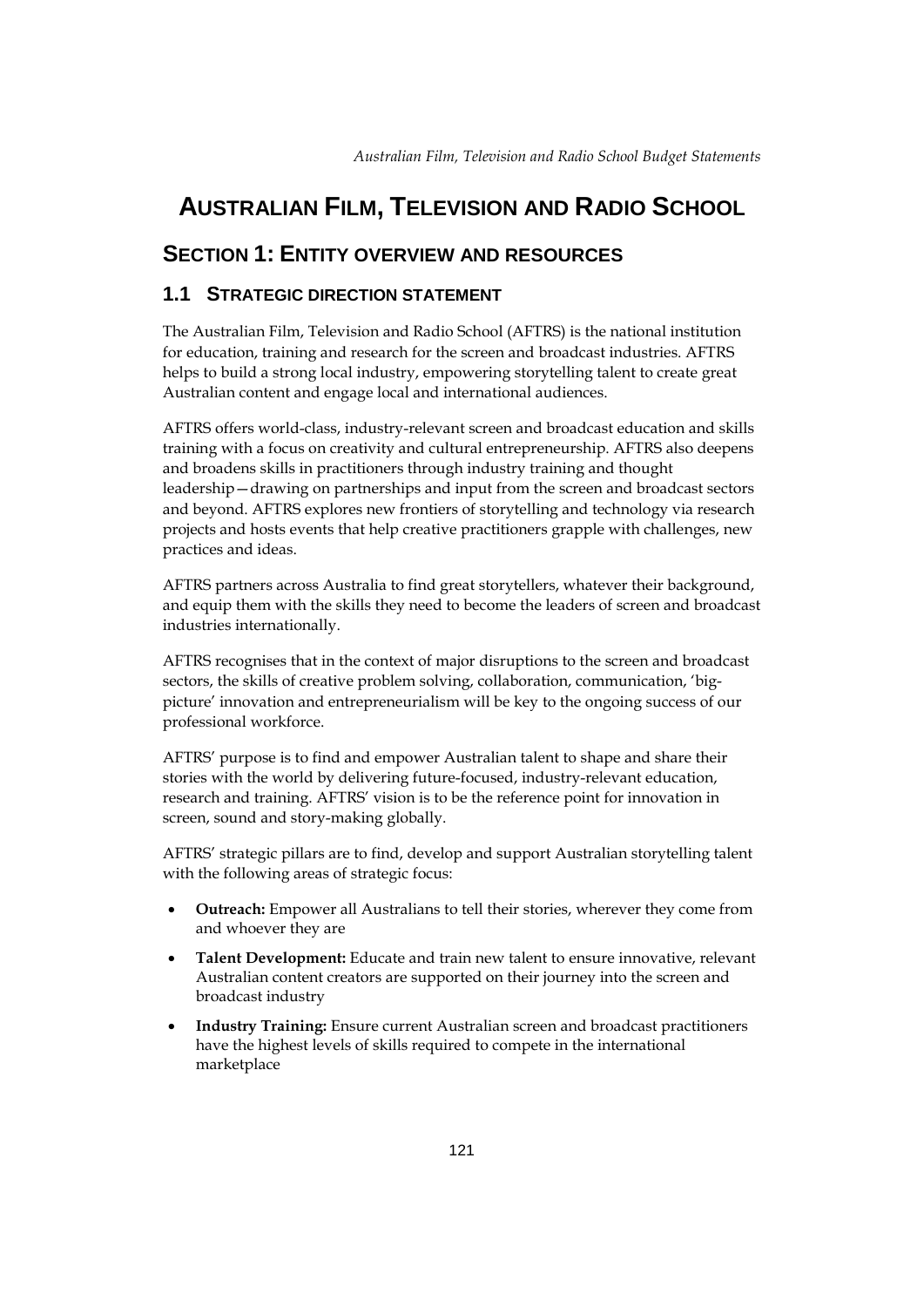# AUSTRALIAN FILM, TELEVISION AND RADIO SCHOOL

## SECTION 1: ENTITY OVERVIEW AND RESOURCES

### 1.1 STRATEGIC DIRECTION STATEMENT

The Australian Film, Television and Radio School (AFTRS) is the national institution for education, training and research for the screen and broadcast industries. AFTRS helps to build a strong local industry, empowering storytelling talent to create great Australian content and engage local and international audiences.

AFTRS offers world-class, industry-relevant screen and broadcast education and skills training with a focus on creativity and cultural entrepreneurship. AFTRS also deepens and broadens skills in practitioners through industry training and thought leadership—drawing on partnerships and input from the screen and broadcast sectors and beyond. AFTRS explores new frontiers of storytelling and technology via research projects and hosts events that help creative practitioners grapple with challenges, new practices and ideas.

AFTRS partners across Australia to find great storytellers, whatever their background, and equip them with the skills they need to become the leaders of screen and broadcast industries internationally.

AFTRS recognises that in the context of major disruptions to the screen and broadcast sectors, the skills of creative problem solving, collaboration, communication, 'big-picture' innovation and entrepreneurialism will be key to the ongoing success of our professional workforce.

AFTRS' purpose is to find and empower Australian talent to shape and share their stories with the world by delivering future-focused, industry-relevant education, research and training. AFTRS' vision is to be the reference point for innovation in screen, sound and story-making globally.

AFTRS' strategic pillars are to find, develop and support Australian storytelling talent with the following areas of strategic focus:

- **Outreach:** Empower all Australians to tell their stories, wherever they come from and whoever they are
- **Talent Development:** Educate and train new talent to ensure innovative, relevant Australian content creators are supported on their journey into the screen and broadcast industry
- **Industry Training:** Ensure current Australian screen and broadcast practitioners have the highest levels of skills required to compete in the international marketplace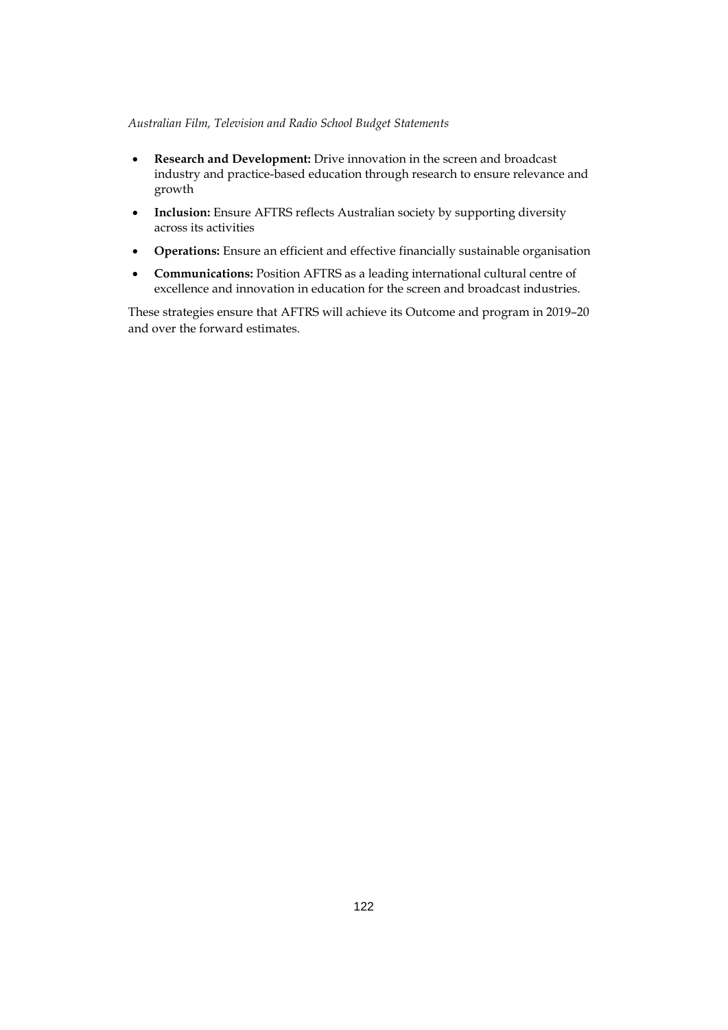- **Research and Development:** Drive innovation in the screen and broadcast industry and practice-based education through research to ensure relevance and growth
- **Inclusion:** Ensure AFTRS reflects Australian society by supporting diversity across its activities
- **Operations:** Ensure an efficient and effective financially sustainable organisation
- **Communications:** Position AFTRS as a leading international cultural centre of excellence and innovation in education for the screen and broadcast industries.

These strategies ensure that AFTRS will achieve its Outcome and program in 2019–20 and over the forward estimates.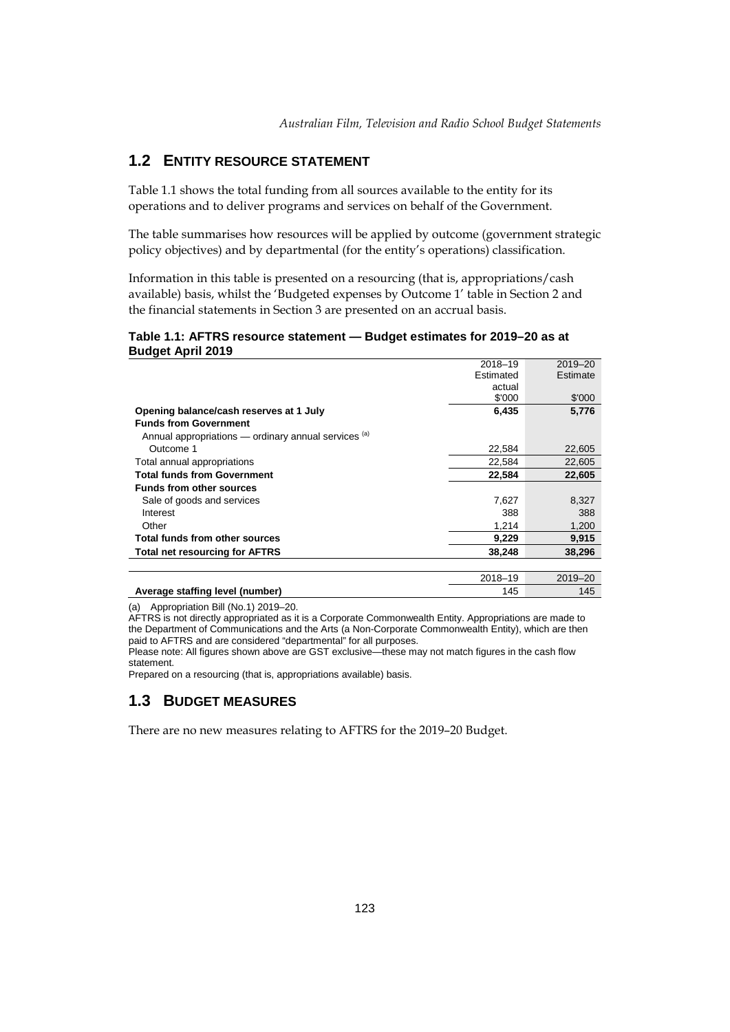## 1.2 ENTITY RESOURCE STATEMENT

Table 1.1 shows the total funding from all sources available to the entity for its operations and to deliver programs and services on behalf of the Government.

The table summarises how resources will be applied by outcome (government strategic policy objectives) and by departmental (for the entity's operations) classification.

Information in this table is presented on a resourcing (that is, appropriations/cash available) basis, whilst the 'Budgeted expenses by Outcome 1' table in Section 2 and the financial statements in Section 3 are presented on an accrual basis.

**Table 1.1: AFTRS resource statement — Budget estimates for 2019–20 as at Budget April 2019**

| | 2018–19 Estimated actual $'000 | 2019–20 Estimate $'000 |
|---|---|---|
| **Opening balance/cash reserves at 1 July** | **6,435** | **5,776** |
| **Funds from Government** | | |
| Annual appropriations — ordinary annual services [(a)] | | |
| Outcome 1 | 22,584 | 22,605 |
| Total annual appropriations | 22,584 | 22,605 |
| **Total funds from Government** | **22,584** | **22,605** |
| **Funds from other sources** | | |
| Sale of goods and services | 7,627 | 8,327 |
| Interest | 388 | 388 |
| Other | 1,214 | 1,200 |
| **Total funds from other sources** | **9,229** | **9,915** |
| **Total net resourcing for AFTRS** | **38,248** | **38,296** |

| | 2018–19 | 2019–20 |
|---|---|---|
| **Average staffing level (number)** | 145 | 145 |

(a) Appropriation Bill (No.1) 2019–20.

AFTRS is not directly appropriated as it is a Corporate Commonwealth Entity. Appropriations are made to the Department of Communications and the Arts (a Non-Corporate Commonwealth Entity), which are then paid to AFTRS and are considered "departmental" for all purposes.

Please note: All figures shown above are GST exclusive—these may not match figures in the cash flow statement.

Prepared on a resourcing (that is, appropriations available) basis.

## 1.3 BUDGET MEASURES

There are no new measures relating to AFTRS for the 2019–20 Budget.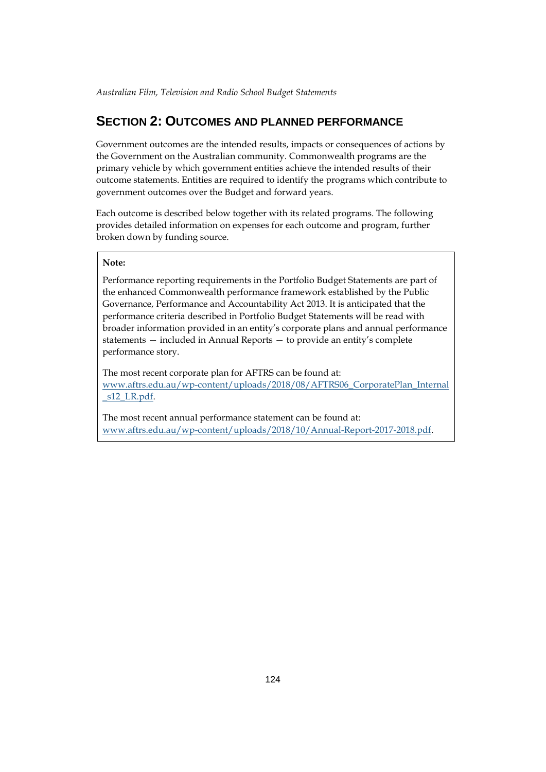## SECTION 2: OUTCOMES AND PLANNED PERFORMANCE

Government outcomes are the intended results, impacts or consequences of actions by the Government on the Australian community. Commonwealth programs are the primary vehicle by which government entities achieve the intended results of their outcome statements. Entities are required to identify the programs which contribute to government outcomes over the Budget and forward years.

Each outcome is described below together with its related programs. The following provides detailed information on expenses for each outcome and program, further broken down by funding source.

**Note:**

Performance reporting requirements in the Portfolio Budget Statements are part of the enhanced Commonwealth performance framework established by the Public Governance, Performance and Accountability Act 2013. It is anticipated that the performance criteria described in Portfolio Budget Statements will be read with broader information provided in an entity's corporate plans and annual performance statements — included in Annual Reports — to provide an entity's complete performance story.

The most recent corporate plan for AFTRS can be found at: www.aftrs.edu.au/wp-content/uploads/2018/08/AFTRS06_CorporatePlan_Internal_s12_LR.pdf.

The most recent annual performance statement can be found at: www.aftrs.edu.au/wp-content/uploads/2018/10/Annual-Report-2017-2018.pdf.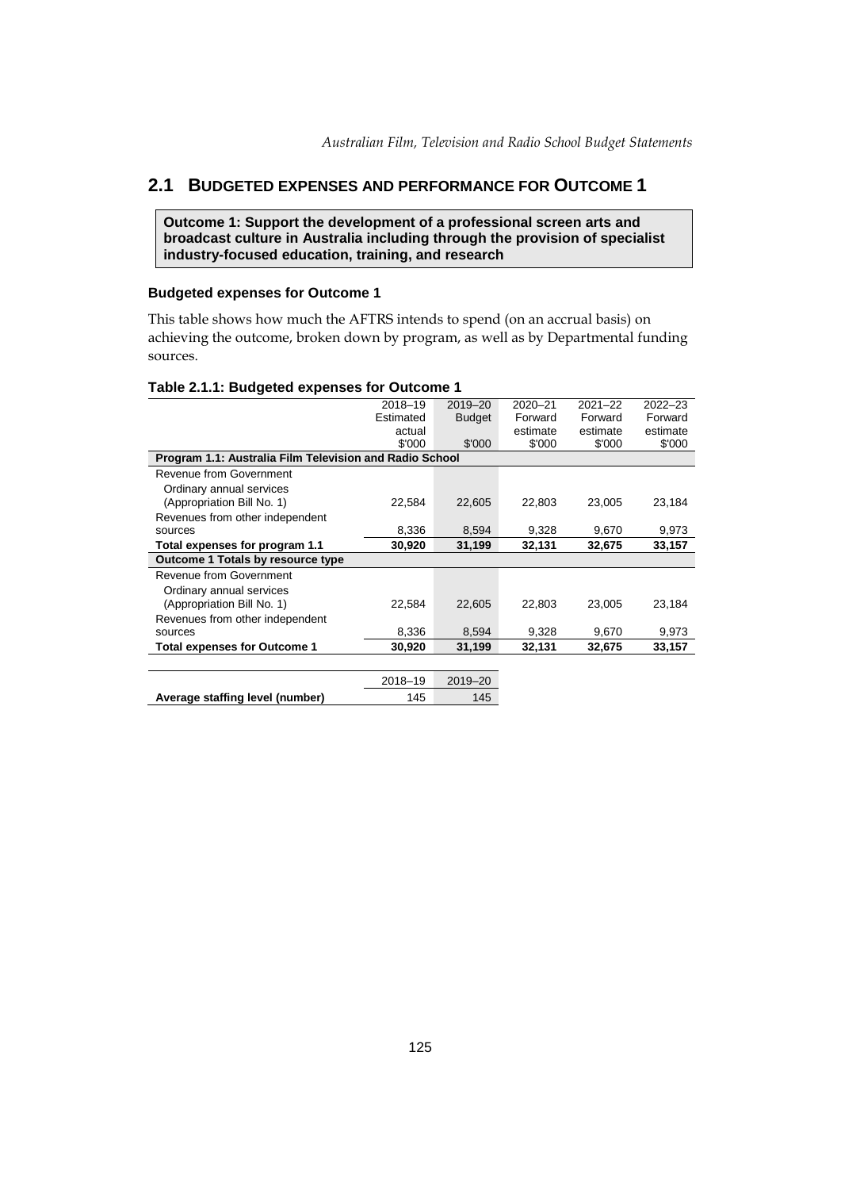## 2.1 BUDGETED EXPENSES AND PERFORMANCE FOR OUTCOME 1

**Outcome 1: Support the development of a professional screen arts and broadcast culture in Australia including through the provision of specialist industry-focused education, training, and research**

### Budgeted expenses for Outcome 1

This table shows how much the AFTRS intends to spend (on an accrual basis) on achieving the outcome, broken down by program, as well as by Departmental funding sources.

**Table 2.1.1: Budgeted expenses for Outcome 1**

| | 2018–19 Estimated actual $'000 | 2019–20 Budget $'000 | 2020–21 Forward estimate $'000 | 2021–22 Forward estimate $'000 | 2022–23 Forward estimate $'000 |
|---|---|---|---|---|---|
| **Program 1.1: Australia Film Television and Radio School** | | | | | |
| Revenue from Government | | | | | |
| Ordinary annual services (Appropriation Bill No. 1) | 22,584 | 22,605 | 22,803 | 23,005 | 23,184 |
| Revenues from other independent sources | 8,336 | 8,594 | 9,328 | 9,670 | 9,973 |
| **Total expenses for program 1.1** | **30,920** | **31,199** | **32,131** | **32,675** | **33,157** |
| **Outcome 1 Totals by resource type** | | | | | |
| Revenue from Government | | | | | |
| Ordinary annual services (Appropriation Bill No. 1) | 22,584 | 22,605 | 22,803 | 23,005 | 23,184 |
| Revenues from other independent sources | 8,336 | 8,594 | 9,328 | 9,670 | 9,973 |
| **Total expenses for Outcome 1** | **30,920** | **31,199** | **32,131** | **32,675** | **33,157** |

| | 2018–19 | 2019–20 |
|---|---|---|
| **Average staffing level (number)** | 145 | 145 |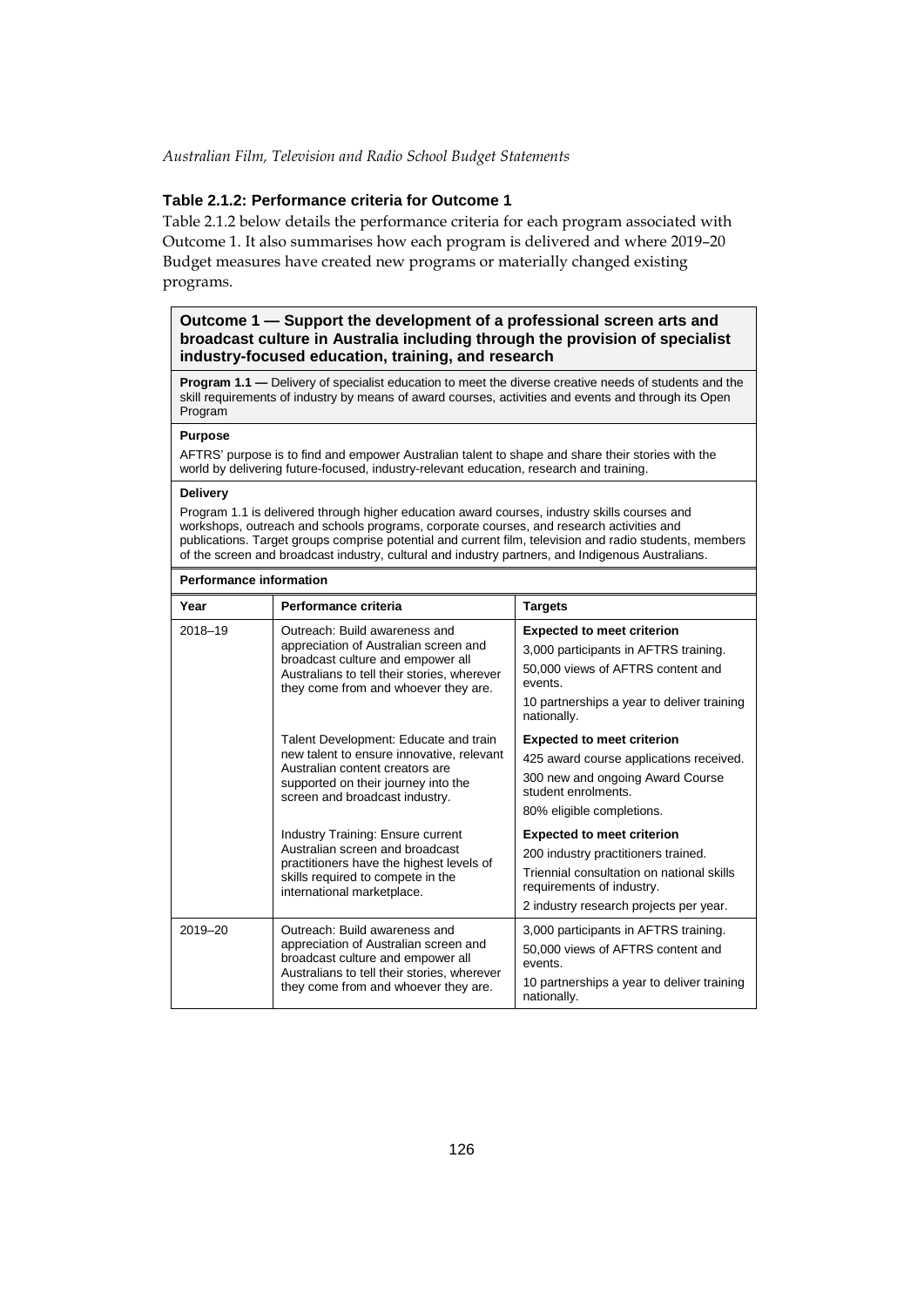### Table 2.1.2: Performance criteria for Outcome 1

Table 2.1.2 below details the performance criteria for each program associated with Outcome 1. It also summarises how each program is delivered and where 2019–20 Budget measures have created new programs or materially changed existing programs.

**Outcome 1 — Support the development of a professional screen arts and broadcast culture in Australia including through the provision of specialist industry-focused education, training, and research**

**Program 1.1 —** Delivery of specialist education to meet the diverse creative needs of students and the skill requirements of industry by means of award courses, activities and events and through its Open Program

**Purpose**

AFTRS' purpose is to find and empower Australian talent to shape and share their stories with the world by delivering future-focused, industry-relevant education, research and training.

**Delivery**

Program 1.1 is delivered through higher education award courses, industry skills courses and workshops, outreach and schools programs, corporate courses, and research activities and publications. Target groups comprise potential and current film, television and radio students, members of the screen and broadcast industry, cultural and industry partners, and Indigenous Australians.

**Performance information**

| Year | Performance criteria | Targets |
|---|---|---|
| 2018–19 | Outreach: Build awareness and appreciation of Australian screen and broadcast culture and empower all Australians to tell their stories, wherever they come from and whoever they are. | **Expected to meet criterion**<br>3,000 participants in AFTRS training.<br>50,000 views of AFTRS content and events.<br>10 partnerships a year to deliver training nationally. |
| | Talent Development: Educate and train new talent to ensure innovative, relevant Australian content creators are supported on their journey into the screen and broadcast industry. | **Expected to meet criterion**<br>425 award course applications received.<br>300 new and ongoing Award Course student enrolments.<br>80% eligible completions. |
| | Industry Training: Ensure current Australian screen and broadcast practitioners have the highest levels of skills required to compete in the international marketplace. | **Expected to meet criterion**<br>200 industry practitioners trained.<br>Triennial consultation on national skills requirements of industry.<br>2 industry research projects per year. |
| 2019–20 | Outreach: Build awareness and appreciation of Australian screen and broadcast culture and empower all Australians to tell their stories, wherever they come from and whoever they are. | 3,000 participants in AFTRS training.<br>50,000 views of AFTRS content and events.<br>10 partnerships a year to deliver training nationally. |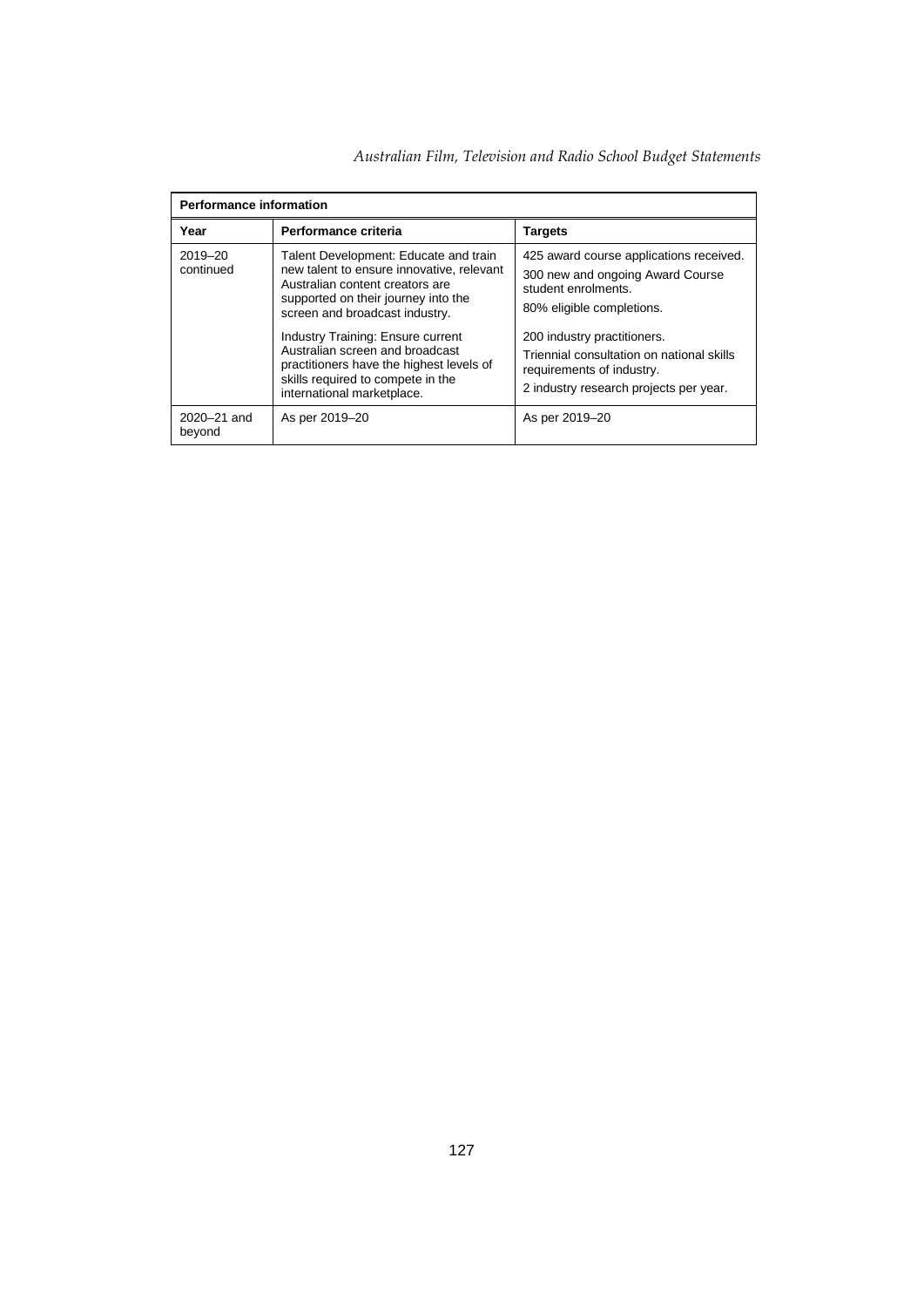| Performance information | | |
|---|---|---|
| **Year** | **Performance criteria** | **Targets** |
| 2019–20 continued | Talent Development: Educate and train new talent to ensure innovative, relevant Australian content creators are supported on their journey into the screen and broadcast industry.<br><br>Industry Training: Ensure current Australian screen and broadcast practitioners have the highest levels of skills required to compete in the international marketplace. | 425 award course applications received.<br>300 new and ongoing Award Course student enrolments.<br>80% eligible completions.<br><br>200 industry practitioners.<br>Triennial consultation on national skills requirements of industry.<br>2 industry research projects per year. |
| 2020–21 and beyond | As per 2019–20 | As per 2019–20 |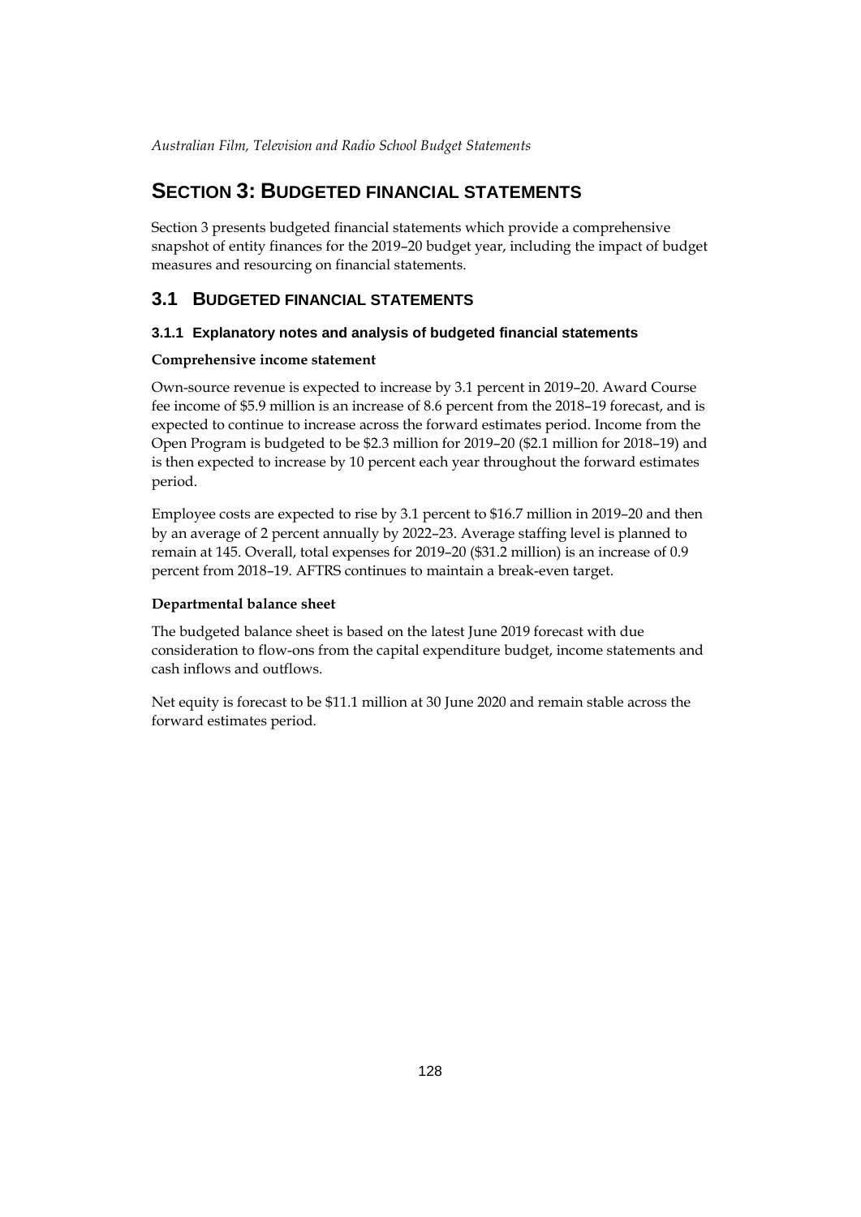# SECTION 3: BUDGETED FINANCIAL STATEMENTS

Section 3 presents budgeted financial statements which provide a comprehensive snapshot of entity finances for the 2019–20 budget year, including the impact of budget measures and resourcing on financial statements.

## 3.1 BUDGETED FINANCIAL STATEMENTS

### 3.1.1 Explanatory notes and analysis of budgeted financial statements

**Comprehensive income statement**

Own-source revenue is expected to increase by 3.1 percent in 2019–20. Award Course fee income of $5.9 million is an increase of 8.6 percent from the 2018–19 forecast, and is expected to continue to increase across the forward estimates period. Income from the Open Program is budgeted to be $2.3 million for 2019–20 ($2.1 million for 2018–19) and is then expected to increase by 10 percent each year throughout the forward estimates period.

Employee costs are expected to rise by 3.1 percent to $16.7 million in 2019–20 and then by an average of 2 percent annually by 2022–23. Average staffing level is planned to remain at 145. Overall, total expenses for 2019–20 ($31.2 million) is an increase of 0.9 percent from 2018–19. AFTRS continues to maintain a break-even target.

**Departmental balance sheet**

The budgeted balance sheet is based on the latest June 2019 forecast with due consideration to flow-ons from the capital expenditure budget, income statements and cash inflows and outflows.

Net equity is forecast to be $11.1 million at 30 June 2020 and remain stable across the forward estimates period.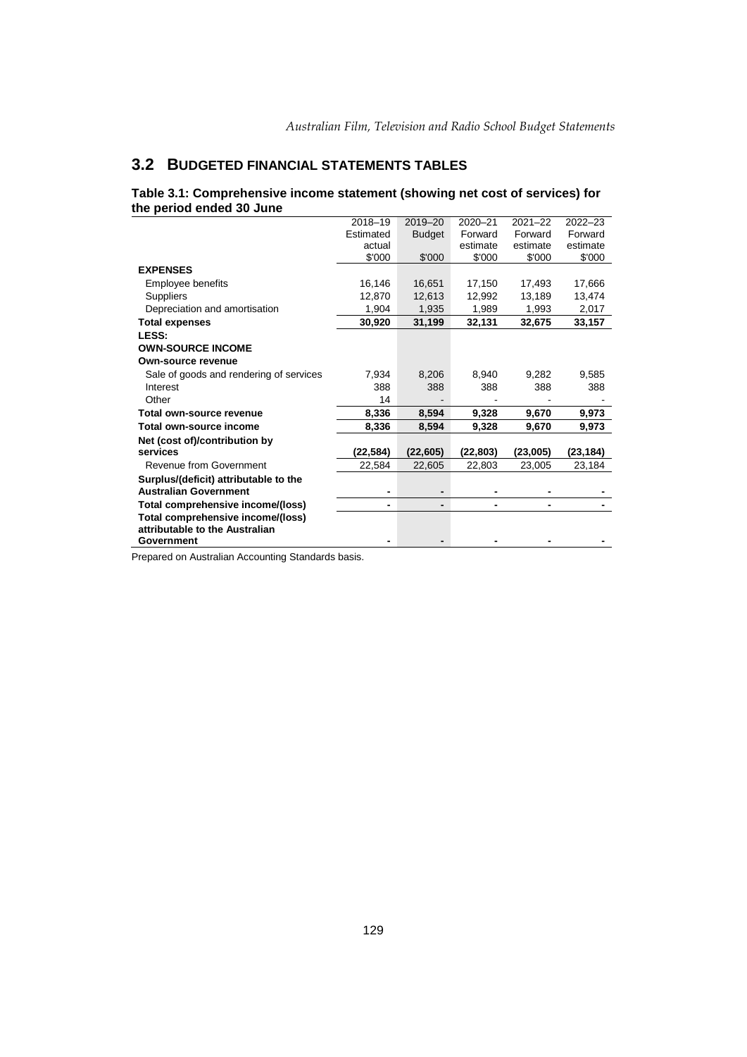## 3.2 BUDGETED FINANCIAL STATEMENTS TABLES

**Table 3.1: Comprehensive income statement (showing net cost of services) for the period ended 30 June**

| | 2018–19 Estimated actual $'000 | 2019–20 Budget $'000 | 2020–21 Forward estimate $'000 | 2021–22 Forward estimate $'000 | 2022–23 Forward estimate $'000 |
|---|---|---|---|---|---|
| **EXPENSES** | | | | | |
| Employee benefits | 16,146 | 16,651 | 17,150 | 17,493 | 17,666 |
| Suppliers | 12,870 | 12,613 | 12,992 | 13,189 | 13,474 |
| Depreciation and amortisation | 1,904 | 1,935 | 1,989 | 1,993 | 2,017 |
| **Total expenses** | **30,920** | **31,199** | **32,131** | **32,675** | **33,157** |
| **LESS:** | | | | | |
| **OWN-SOURCE INCOME** | | | | | |
| **Own-source revenue** | | | | | |
| Sale of goods and rendering of services | 7,934 | 8,206 | 8,940 | 9,282 | 9,585 |
| Interest | 388 | 388 | 388 | 388 | 388 |
| Other | 14 | - | - | - | - |
| **Total own-source revenue** | **8,336** | **8,594** | **9,328** | **9,670** | **9,973** |
| **Total own-source income** | **8,336** | **8,594** | **9,328** | **9,670** | **9,973** |
| **Net (cost of)/contribution by services** | **(22,584)** | **(22,605)** | **(22,803)** | **(23,005)** | **(23,184)** |
| Revenue from Government | 22,584 | 22,605 | 22,803 | 23,005 | 23,184 |
| **Surplus/(deficit) attributable to the Australian Government** | **-** | **-** | **-** | **-** | **-** |
| **Total comprehensive income/(loss)** | **-** | **-** | **-** | **-** | **-** |
| **Total comprehensive income/(loss) attributable to the Australian Government** | **-** | **-** | **-** | **-** | **-** |

Prepared on Australian Accounting Standards basis.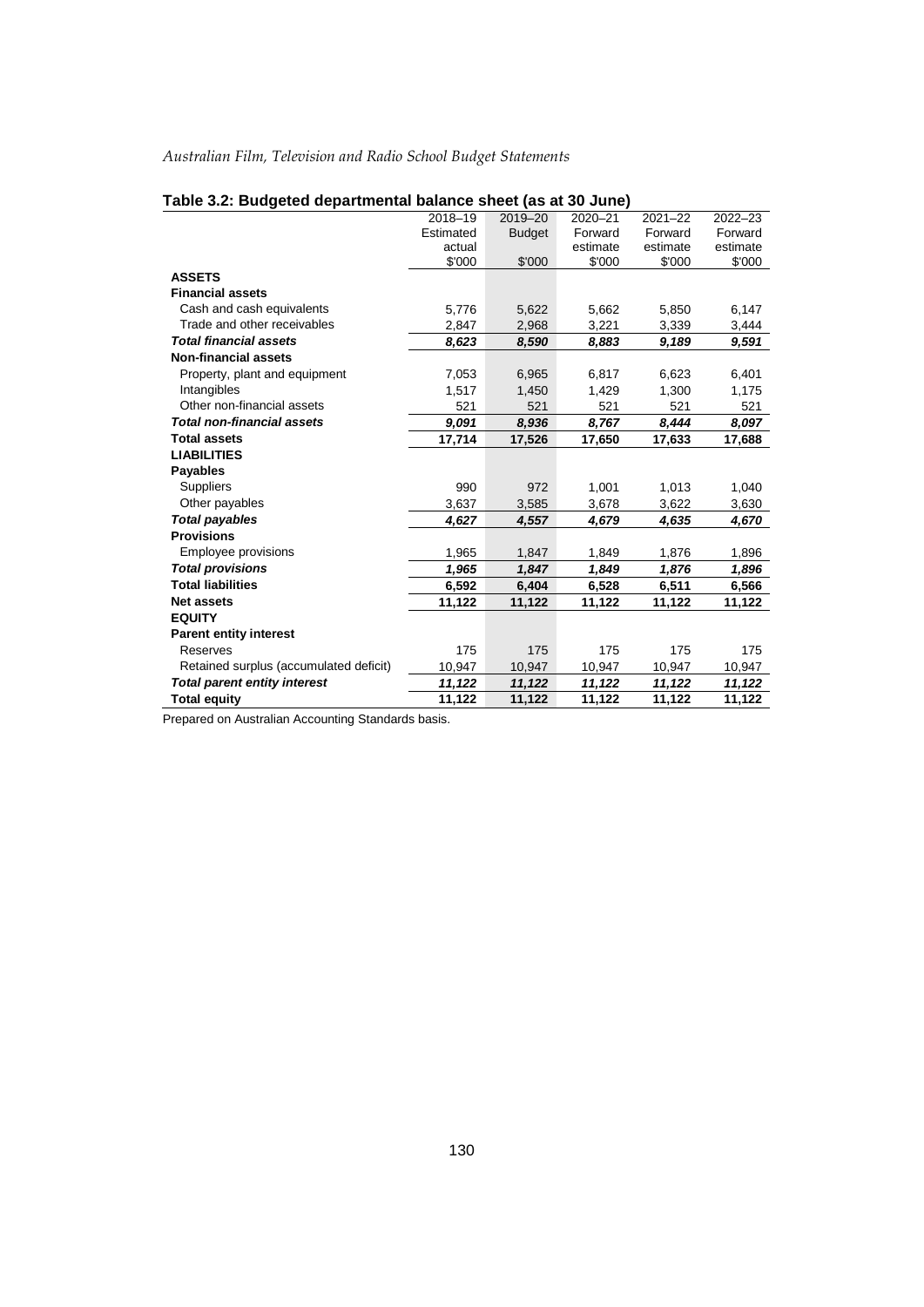## Table 3.2: Budgeted departmental balance sheet (as at 30 June)

| | 2018–19 Estimated actual $'000 | 2019–20 Budget $'000 | 2020–21 Forward estimate $'000 | 2021–22 Forward estimate $'000 | 2022–23 Forward estimate $'000 |
|---|---|---|---|---|---|
| **ASSETS** | | | | | |
| **Financial assets** | | | | | |
| Cash and cash equivalents | 5,776 | 5,622 | 5,662 | 5,850 | 6,147 |
| Trade and other receivables | 2,847 | 2,968 | 3,221 | 3,339 | 3,444 |
| ***Total financial assets*** | ***8,623*** | ***8,590*** | ***8,883*** | ***9,189*** | ***9,591*** |
| **Non-financial assets** | | | | | |
| Property, plant and equipment | 7,053 | 6,965 | 6,817 | 6,623 | 6,401 |
| Intangibles | 1,517 | 1,450 | 1,429 | 1,300 | 1,175 |
| Other non-financial assets | 521 | 521 | 521 | 521 | 521 |
| ***Total non-financial assets*** | ***9,091*** | ***8,936*** | ***8,767*** | ***8,444*** | ***8,097*** |
| **Total assets** | **17,714** | **17,526** | **17,650** | **17,633** | **17,688** |
| **LIABILITIES** | | | | | |
| **Payables** | | | | | |
| Suppliers | 990 | 972 | 1,001 | 1,013 | 1,040 |
| Other payables | 3,637 | 3,585 | 3,678 | 3,622 | 3,630 |
| ***Total payables*** | ***4,627*** | ***4,557*** | ***4,679*** | ***4,635*** | ***4,670*** |
| **Provisions** | | | | | |
| Employee provisions | 1,965 | 1,847 | 1,849 | 1,876 | 1,896 |
| ***Total provisions*** | ***1,965*** | ***1,847*** | ***1,849*** | ***1,876*** | ***1,896*** |
| **Total liabilities** | **6,592** | **6,404** | **6,528** | **6,511** | **6,566** |
| **Net assets** | **11,122** | **11,122** | **11,122** | **11,122** | **11,122** |
| **EQUITY** | | | | | |
| **Parent entity interest** | | | | | |
| Reserves | 175 | 175 | 175 | 175 | 175 |
| Retained surplus (accumulated deficit) | 10,947 | 10,947 | 10,947 | 10,947 | 10,947 |
| ***Total parent entity interest*** | ***11,122*** | ***11,122*** | ***11,122*** | ***11,122*** | ***11,122*** |
| **Total equity** | **11,122** | **11,122** | **11,122** | **11,122** | **11,122** |

Prepared on Australian Accounting Standards basis.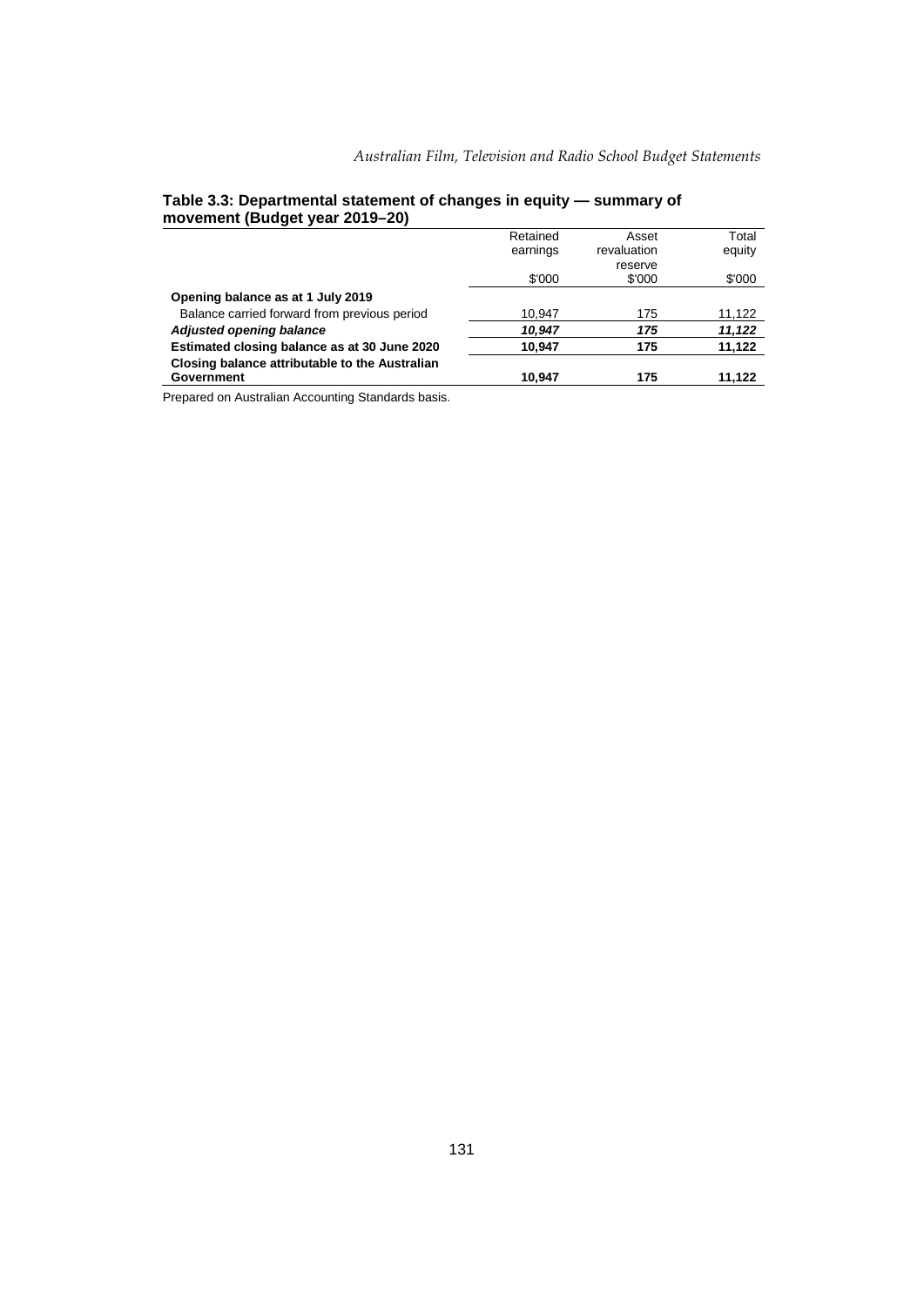**Table 3.3: Departmental statement of changes in equity — summary of movement (Budget year 2019–20)**

| | Retained earnings | Asset revaluation reserve | Total equity |
|---|---|---|---|
| | $'000 | $'000 | $'000 |
| **Opening balance as at 1 July 2019** | | | |
| Balance carried forward from previous period | 10,947 | 175 | 11,122 |
| ***Adjusted opening balance*** | ***10,947*** | ***175*** | ***11,122*** |
| **Estimated closing balance as at 30 June 2020** | **10,947** | **175** | **11,122** |
| **Closing balance attributable to the Australian Government** | **10,947** | **175** | **11,122** |

Prepared on Australian Accounting Standards basis.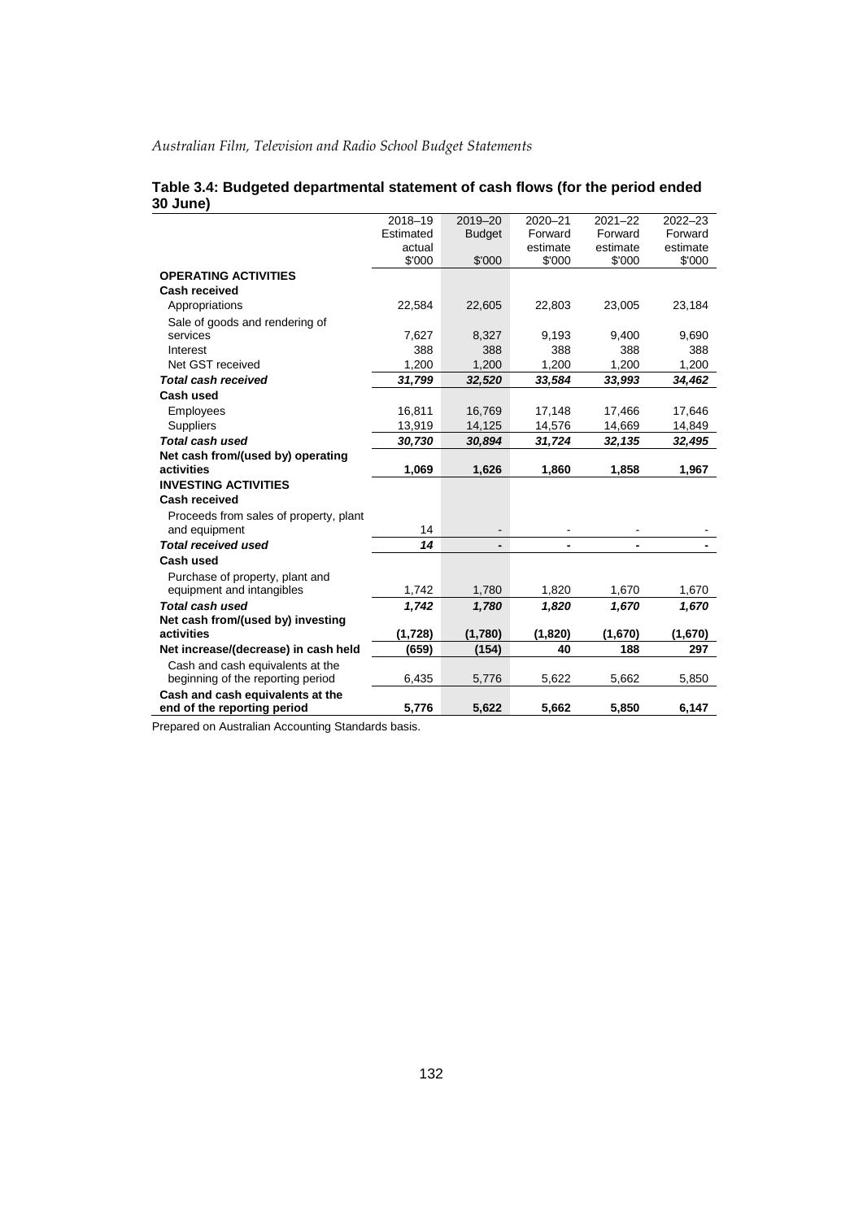**Table 3.4: Budgeted departmental statement of cash flows (for the period ended 30 June)**

| | 2018–19 Estimated actual $'000 | 2019–20 Budget $'000 | 2020–21 Forward estimate $'000 | 2021–22 Forward estimate $'000 | 2022–23 Forward estimate $'000 |
|---|---|---|---|---|---|
| **OPERATING ACTIVITIES** | | | | | |
| **Cash received** | | | | | |
| Appropriations | 22,584 | 22,605 | 22,803 | 23,005 | 23,184 |
| Sale of goods and rendering of services | 7,627 | 8,327 | 9,193 | 9,400 | 9,690 |
| Interest | 388 | 388 | 388 | 388 | 388 |
| Net GST received | 1,200 | 1,200 | 1,200 | 1,200 | 1,200 |
| ***Total cash received*** | ***31,799*** | ***32,520*** | ***33,584*** | ***33,993*** | ***34,462*** |
| **Cash used** | | | | | |
| Employees | 16,811 | 16,769 | 17,148 | 17,466 | 17,646 |
| Suppliers | 13,919 | 14,125 | 14,576 | 14,669 | 14,849 |
| ***Total cash used*** | ***30,730*** | ***30,894*** | ***31,724*** | ***32,135*** | ***32,495*** |
| **Net cash from/(used by) operating activities** | **1,069** | **1,626** | **1,860** | **1,858** | **1,967** |
| **INVESTING ACTIVITIES** | | | | | |
| **Cash received** | | | | | |
| Proceeds from sales of property, plant and equipment | 14 | - | - | - | - |
| ***Total received used*** | ***14*** | **-** | **-** | **-** | **-** |
| **Cash used** | | | | | |
| Purchase of property, plant and equipment and intangibles | 1,742 | 1,780 | 1,820 | 1,670 | 1,670 |
| ***Total cash used*** | ***1,742*** | ***1,780*** | ***1,820*** | ***1,670*** | ***1,670*** |
| **Net cash from/(used by) investing activities** | **(1,728)** | **(1,780)** | **(1,820)** | **(1,670)** | **(1,670)** |
| **Net increase/(decrease) in cash held** | **(659)** | **(154)** | **40** | **188** | **297** |
| Cash and cash equivalents at the beginning of the reporting period | 6,435 | 5,776 | 5,622 | 5,662 | 5,850 |
| **Cash and cash equivalents at the end of the reporting period** | **5,776** | **5,622** | **5,662** | **5,850** | **6,147** |

Prepared on Australian Accounting Standards basis.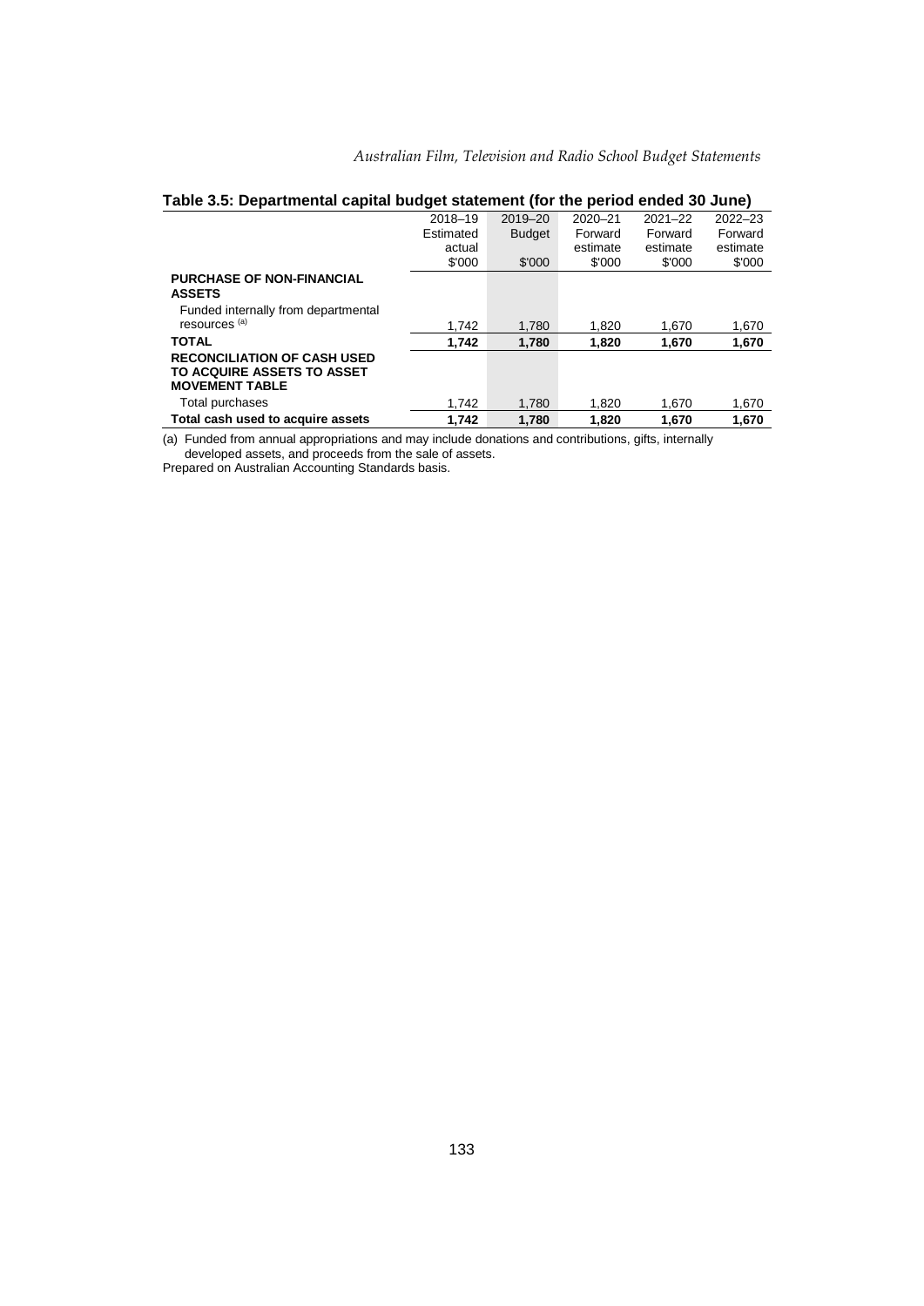**Table 3.5: Departmental capital budget statement (for the period ended 30 June)**

| | 2018–19 Estimated actual $'000 | 2019–20 Budget $'000 | 2020–21 Forward estimate $'000 | 2021–22 Forward estimate $'000 | 2022–23 Forward estimate $'000 |
|---|---|---|---|---|---|
| **PURCHASE OF NON-FINANCIAL ASSETS** | | | | | |
| Funded internally from departmental resources [(a)] | 1,742 | 1,780 | 1,820 | 1,670 | 1,670 |
| **TOTAL** | **1,742** | **1,780** | **1,820** | **1,670** | **1,670** |
| **RECONCILIATION OF CASH USED TO ACQUIRE ASSETS TO ASSET MOVEMENT TABLE** | | | | | |
| Total purchases | 1,742 | 1,780 | 1,820 | 1,670 | 1,670 |
| **Total cash used to acquire assets** | **1,742** | **1,780** | **1,820** | **1,670** | **1,670** |

(a) Funded from annual appropriations and may include donations and contributions, gifts, internally developed assets, and proceeds from the sale of assets.

Prepared on Australian Accounting Standards basis.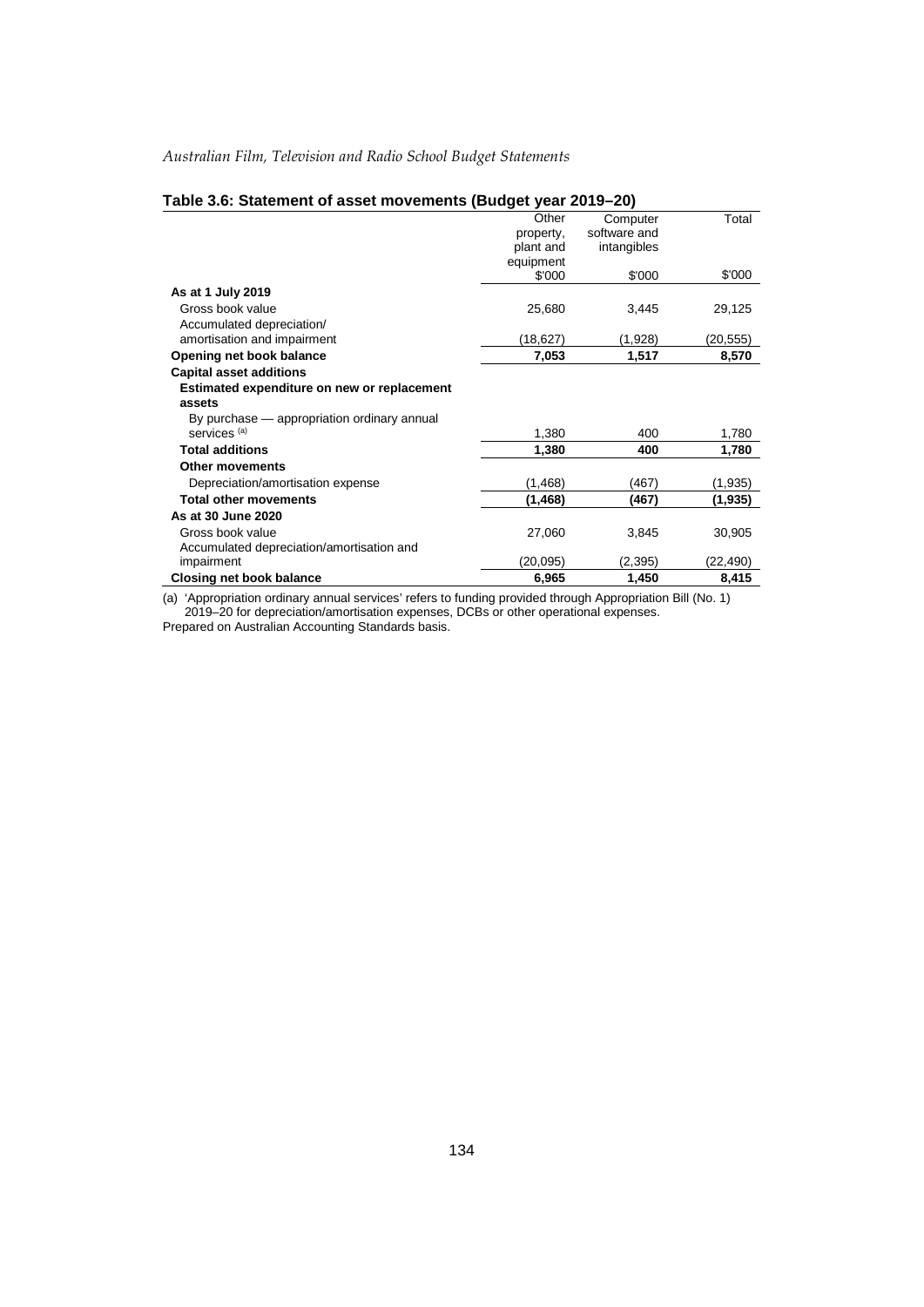#### Table 3.6: Statement of asset movements (Budget year 2019–20)

| | Other property, plant and equipment $'000 | Computer software and intangibles $'000 | Total $'000 |
|---|---|---|---|
| **As at 1 July 2019** | | | |
| Gross book value | 25,680 | 3,445 | 29,125 |
| Accumulated depreciation/ amortisation and impairment | (18,627) | (1,928) | (20,555) |
| **Opening net book balance** | **7,053** | **1,517** | **8,570** |
| **Capital asset additions** | | | |
| **Estimated expenditure on new or replacement assets** | | | |
| By purchase — appropriation ordinary annual services [(a)] | 1,380 | 400 | 1,780 |
| **Total additions** | **1,380** | **400** | **1,780** |
| **Other movements** | | | |
| Depreciation/amortisation expense | (1,468) | (467) | (1,935) |
| **Total other movements** | **(1,468)** | **(467)** | **(1,935)** |
| **As at 30 June 2020** | | | |
| Gross book value | 27,060 | 3,845 | 30,905 |
| Accumulated depreciation/amortisation and impairment | (20,095) | (2,395) | (22,490) |
| **Closing net book balance** | **6,965** | **1,450** | **8,415** |

(a) 'Appropriation ordinary annual services' refers to funding provided through Appropriation Bill (No. 1) 2019–20 for depreciation/amortisation expenses, DCBs or other operational expenses.

Prepared on Australian Accounting Standards basis.